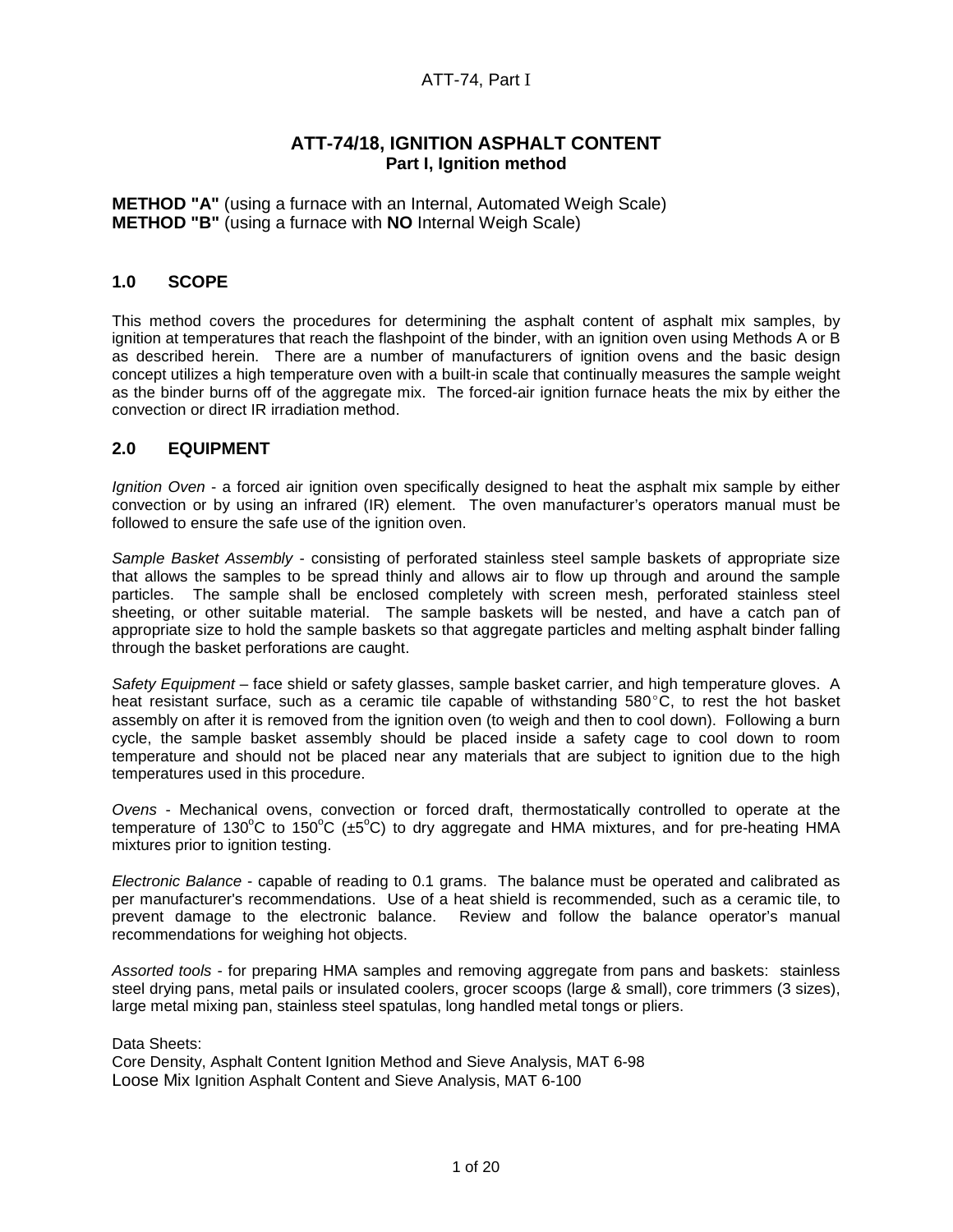## ATT-74/18, IGNITION ASPHALT CONTENT
### Part I, Ignition method

**METHOD "A"** (using a furnace with an Internal, Automated Weigh Scale)
**METHOD "B"** (using a furnace with **NO** Internal Weigh Scale)

## 1.0 SCOPE

This method covers the procedures for determining the asphalt content of asphalt mix samples, by ignition at temperatures that reach the flashpoint of the binder, with an ignition oven using Methods A or B as described herein. There are a number of manufacturers of ignition ovens and the basic design concept utilizes a high temperature oven with a built-in scale that continually measures the sample weight as the binder burns off of the aggregate mix. The forced-air ignition furnace heats the mix by either the convection or direct IR irradiation method.

## 2.0 EQUIPMENT

*Ignition Oven* - a forced air ignition oven specifically designed to heat the asphalt mix sample by either convection or by using an infrared (IR) element. The oven manufacturer's operators manual must be followed to ensure the safe use of the ignition oven.

*Sample Basket Assembly* - consisting of perforated stainless steel sample baskets of appropriate size that allows the samples to be spread thinly and allows air to flow up through and around the sample particles. The sample shall be enclosed completely with screen mesh, perforated stainless steel sheeting, or other suitable material. The sample baskets will be nested, and have a catch pan of appropriate size to hold the sample baskets so that aggregate particles and melting asphalt binder falling through the basket perforations are caught.

*Safety Equipment* – face shield or safety glasses, sample basket carrier, and high temperature gloves. A heat resistant surface, such as a ceramic tile capable of withstanding 580°C, to rest the hot basket assembly on after it is removed from the ignition oven (to weigh and then to cool down). Following a burn cycle, the sample basket assembly should be placed inside a safety cage to cool down to room temperature and should not be placed near any materials that are subject to ignition due to the high temperatures used in this procedure.

*Ovens* - Mechanical ovens, convection or forced draft, thermostatically controlled to operate at the temperature of 130°C to 150°C (±5°C) to dry aggregate and HMA mixtures, and for pre-heating HMA mixtures prior to ignition testing.

*Electronic Balance* - capable of reading to 0.1 grams. The balance must be operated and calibrated as per manufacturer's recommendations. Use of a heat shield is recommended, such as a ceramic tile, to prevent damage to the electronic balance. Review and follow the balance operator's manual recommendations for weighing hot objects.

*Assorted tools* - for preparing HMA samples and removing aggregate from pans and baskets: stainless steel drying pans, metal pails or insulated coolers, grocer scoops (large & small), core trimmers (3 sizes), large metal mixing pan, stainless steel spatulas, long handled metal tongs or pliers.

Data Sheets:
Core Density, Asphalt Content Ignition Method and Sieve Analysis, MAT 6-98
Loose Mix Ignition Asphalt Content and Sieve Analysis, MAT 6-100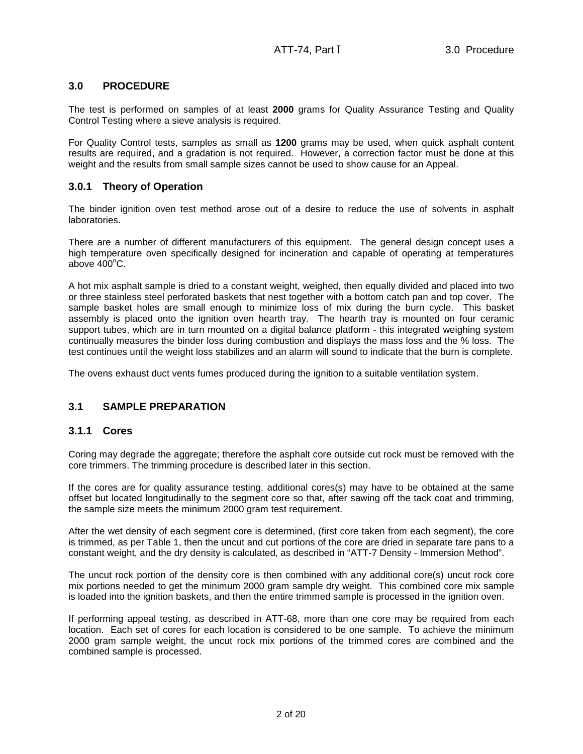## 3.0 PROCEDURE

The test is performed on samples of at least **2000** grams for Quality Assurance Testing and Quality Control Testing where a sieve analysis is required.

For Quality Control tests, samples as small as **1200** grams may be used, when quick asphalt content results are required, and a gradation is not required. However, a correction factor must be done at this weight and the results from small sample sizes cannot be used to show cause for an Appeal.

### 3.0.1 Theory of Operation

The binder ignition oven test method arose out of a desire to reduce the use of solvents in asphalt laboratories.

There are a number of different manufacturers of this equipment. The general design concept uses a high temperature oven specifically designed for incineration and capable of operating at temperatures above 400°C.

A hot mix asphalt sample is dried to a constant weight, weighed, then equally divided and placed into two or three stainless steel perforated baskets that nest together with a bottom catch pan and top cover. The sample basket holes are small enough to minimize loss of mix during the burn cycle. This basket assembly is placed onto the ignition oven hearth tray. The hearth tray is mounted on four ceramic support tubes, which are in turn mounted on a digital balance platform - this integrated weighing system continually measures the binder loss during combustion and displays the mass loss and the % loss. The test continues until the weight loss stabilizes and an alarm will sound to indicate that the burn is complete.

The ovens exhaust duct vents fumes produced during the ignition to a suitable ventilation system.

## 3.1 SAMPLE PREPARATION

### 3.1.1 Cores

Coring may degrade the aggregate; therefore the asphalt core outside cut rock must be removed with the core trimmers. The trimming procedure is described later in this section.

If the cores are for quality assurance testing, additional cores(s) may have to be obtained at the same offset but located longitudinally to the segment core so that, after sawing off the tack coat and trimming, the sample size meets the minimum 2000 gram test requirement.

After the wet density of each segment core is determined, (first core taken from each segment), the core is trimmed, as per Table 1, then the uncut and cut portions of the core are dried in separate tare pans to a constant weight, and the dry density is calculated, as described in "ATT-7 Density - Immersion Method".

The uncut rock portion of the density core is then combined with any additional core(s) uncut rock core mix portions needed to get the minimum 2000 gram sample dry weight. This combined core mix sample is loaded into the ignition baskets, and then the entire trimmed sample is processed in the ignition oven.

If performing appeal testing, as described in ATT-68, more than one core may be required from each location. Each set of cores for each location is considered to be one sample. To achieve the minimum 2000 gram sample weight, the uncut rock mix portions of the trimmed cores are combined and the combined sample is processed.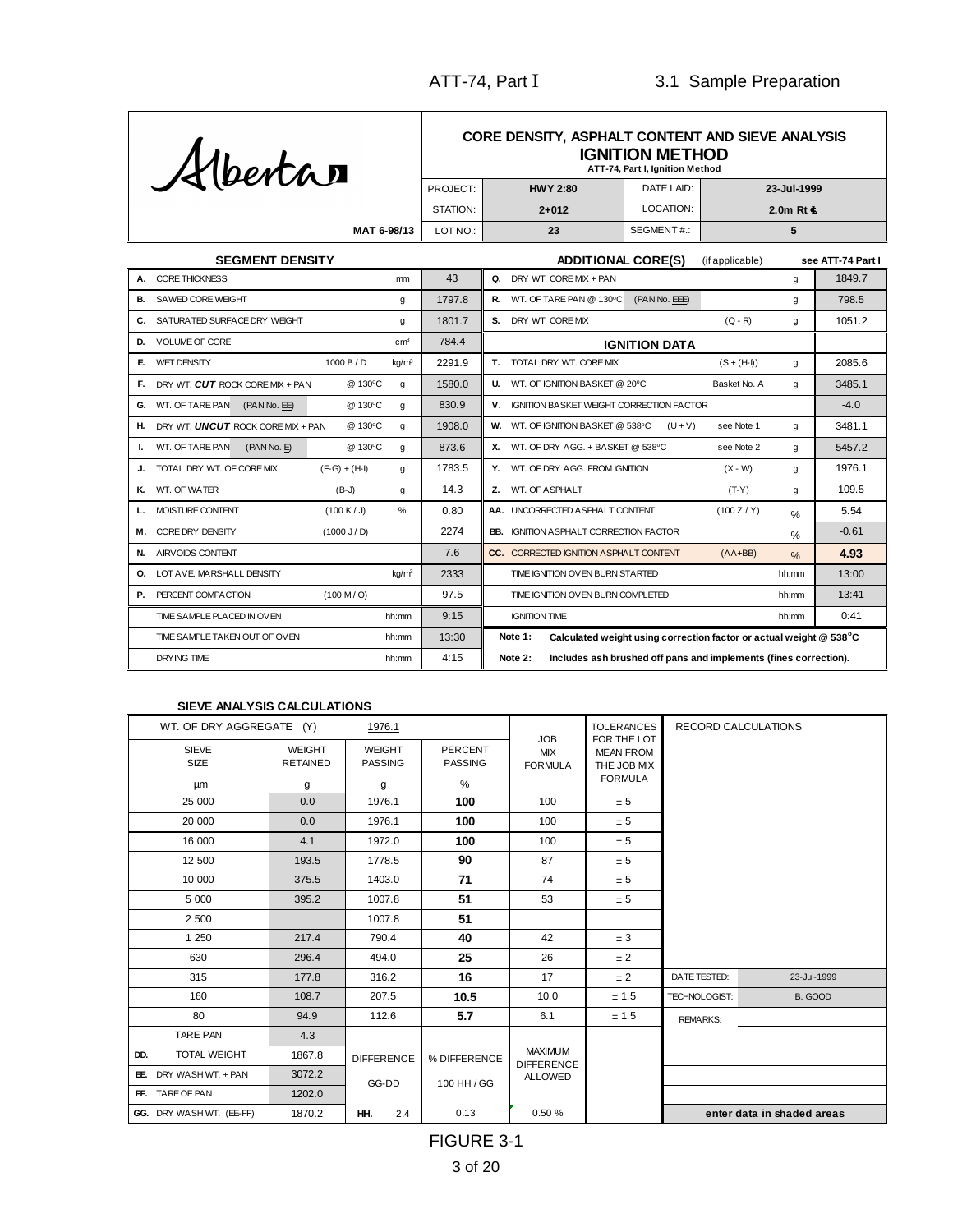Alberta

MAT 6-98/13

## CORE DENSITY, ASPHALT CONTENT AND SIEVE ANALYSIS
### IGNITION METHOD
**ATT-74, Part I, Ignition Method**

| PROJECT: | HWY 2:80 | DATE LAID: | 23-Jul-1999 |
|---|---|---|---|
| STATION: | 2+012 | LOCATION: | 2.0m Rt ℄ |
| LOT NO.: | 23 | SEGMENT #.: | 5 |

| SEGMENT DENSITY | | | | | ADDITIONAL CORE(S) (if applicable) | | | see ATT-74 Part I |
|---|---|---|---|---|---|---|---|---|
| **A.** CORE THICKNESS | | mm | 43 | **Q.** DRY WT. CORE MIX + PAN | | | g | 1849.7 |
| **B.** SAWED CORE WEIGHT | | g | 1797.8 | **R.** WT. OF TARE PAN @ 130°C (PAN No. EEE) | | | g | 798.5 |
| **C.** SATURATED SURFACE DRY WEIGHT | | g | 1801.7 | **S.** DRY WT. CORE MIX | | (Q - R) | g | 1051.2 |
| **D.** VOLUME OF CORE | | cm³ | 784.4 | **IGNITION DATA** | | | | |
| **E.** WET DENSITY | 1000 B / D | kg/m³ | 2291.9 | **T.** TOTAL DRY WT. CORE MIX | | (S + (H-I)) | g | 2085.6 |
| **F.** DRY WT. ***CUT*** ROCK CORE MIX + PAN | @ 130°C | g | 1580.0 | **U.** WT. OF IGNITION BASKET @ 20°C | | Basket No. A | g | 3485.1 |
| **G.** WT. OF TARE PAN (PAN No. EE) | @ 130°C | g | 830.9 | **V.** IGNITION BASKET WEIGHT CORRECTION FACTOR | | | | -4.0 |
| **H.** DRY WT. ***UNCUT*** ROCK CORE MIX + PAN | @ 130°C | g | 1908.0 | **W.** WT. OF IGNITION BASKET @ 538°C | (U + V) | see Note 1 | g | 3481.1 |
| **I.** WT. OF TARE PAN (PAN No. E) | @ 130°C | g | 873.6 | **X.** WT. OF DRY AGG. + BASKET @ 538°C | | see Note 2 | g | 5457.2 |
| **J.** TOTAL DRY WT. OF CORE MIX | (F-G) + (H-I) | g | 1783.5 | **Y.** WT. OF DRY AGG. FROM IGNITION | | (X - W) | g | 1976.1 |
| **K.** WT. OF WATER | (B-J) | g | 14.3 | **Z.** WT. OF ASPHALT | | (T-Y) | g | 109.5 |
| **L.** MOISTURE CONTENT | (100 K / J) | % | 0.80 | **AA.** UNCORRECTED ASPHALT CONTENT | | (100 Z / Y) | % | 5.54 |
| **M.** CORE DRY DENSITY | (1000 J / D) | | 2274 | **BB.** IGNITION ASPHALT CORRECTION FACTOR | | | % | -0.61 |
| **N.** AIRVOIDS CONTENT | | | 7.6 | **CC.** CORRECTED IGNITION ASPHALT CONTENT | | (AA+BB) | % | **4.93** |
| **O.** LOT AVE. MARSHALL DENSITY | | kg/m³ | 2333 | TIME IGNITION OVEN BURN STARTED | | | hh:mm | 13:00 |
| **P.** PERCENT COMPACTION | (100 M / O) | | 97.5 | TIME IGNITION OVEN BURN COMPLETED | | | hh:mm | 13:41 |
| TIME SAMPLE PLACED IN OVEN | | hh:mm | 9:15 | IGNITION TIME | | | hh:mm | 0:41 |
| TIME SAMPLE TAKEN OUT OF OVEN | | hh:mm | 13:30 | **Note 1:** Calculated weight using correction factor or actual weight @ 538°C | | | | |
| DRYING TIME | | hh:mm | 4:15 | **Note 2:** Includes ash brushed off pans and implements (fines correction). | | | | |

### SIEVE ANALYSIS CALCULATIONS

| WT. OF DRY AGGREGATE (Y) | | 1976.1 | | JOB MIX FORMULA | TOLERANCES FOR THE LOT MEAN FROM THE JOB MIX FORMULA | RECORD CALCULATIONS | |
|---|---|---|---|---|---|---|---|
| SIEVE SIZE µm | WEIGHT RETAINED g | WEIGHT PASSING g | PERCENT PASSING % | | | | |
| 25 000 | 0.0 | 1976.1 | **100** | 100 | ± 5 | | |
| 20 000 | 0.0 | 1976.1 | **100** | 100 | ± 5 | | |
| 16 000 | 4.1 | 1972.0 | **100** | 100 | ± 5 | | |
| 12 500 | 193.5 | 1778.5 | **90** | 87 | ± 5 | | |
| 10 000 | 375.5 | 1403.0 | **71** | 74 | ± 5 | | |
| 5 000 | 395.2 | 1007.8 | **51** | 53 | ± 5 | | |
| 2 500 | | 1007.8 | **51** | | | | |
| 1 250 | 217.4 | 790.4 | **40** | 42 | ± 3 | | |
| 630 | 296.4 | 494.0 | **25** | 26 | ± 2 | | |
| 315 | 177.8 | 316.2 | **16** | 17 | ± 2 | DATE TESTED: | 23-Jul-1999 |
| 160 | 108.7 | 207.5 | **10.5** | 10.0 | ± 1.5 | TECHNOLOGIST: | B. GOOD |
| 80 | 94.9 | 112.6 | **5.7** | 6.1 | ± 1.5 | REMARKS: | |
| TARE PAN | 4.3 | | | | | | |
| **DD.** TOTAL WEIGHT | 1867.8 | DIFFERENCE | % DIFFERENCE | MAXIMUM DIFFERENCE ALLOWED | | | |
| **EE.** DRY WASH WT. + PAN | 3072.2 | GG-DD | 100 HH / GG | | | | |
| **FF.** TARE OF PAN | 1202.0 | | | | | | |
| **GG.** DRY WASH WT. (EE-FF) | 1870.2 | **HH.** 2.4 | 0.13 | 0.50 % | | enter data in shaded areas | |

FIGURE 3-1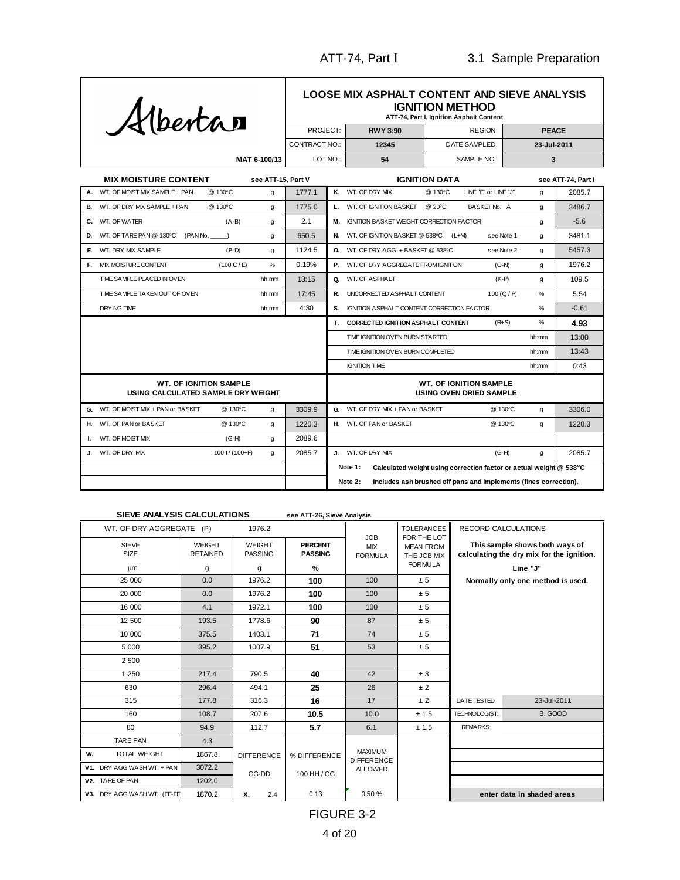ATT-74, Part I — 3.1 Sample Preparation

Alberta

MAT 6-100/13

## LOOSE MIX ASPHALT CONTENT AND SIEVE ANALYSIS IGNITION METHOD

ATT-74, Part I, Ignition Asphalt Content

| PROJECT: | HWY 3:90 | REGION: | PEACE |
|---|---|---|---|
| CONTRACT NO.: | 12345 | DATE SAMPLED: | 23-Jul-2011 |
| LOT NO.: | 54 | SAMPLE NO.: | 3 |

### MIX MOISTURE CONTENT (see ATT-15, Part V)

| | | | | |
|---|---|---|---|---|
| A. | WT. OF MOIST MIX SAMPLE + PAN @ 130°C | | g | 1777.1 |
| B. | WT. OF DRY MIX SAMPLE + PAN @ 130°C | | g | 1775.0 |
| C. | WT. OF WATER | (A-B) | g | 2.1 |
| D. | WT. OF TARE PAN @ 130°C (PAN No. _____) | | g | 650.5 |
| E. | WT. DRY MIX SAMPLE | (B-D) | g | 1124.5 |
| F. | MIX MOISTURE CONTENT | (100 C / E) | % | 0.19% |
| | TIME SAMPLE PLACED IN OVEN | | hh:mm | 13:15 |
| | TIME SAMPLE TAKEN OUT OF OVEN | | hh:mm | 17:45 |
| | DRYING TIME | | hh:mm | 4:30 |

### IGNITION DATA (see ATT-74, Part I)

| | | | | |
|---|---|---|---|---|
| K. | WT. OF DRY MIX @ 130°C | LINE "E" or LINE "J" | g | 2085.7 |
| L. | WT. OF IGNITION BASKET @ 20°C | BASKET No. A | g | 3486.7 |
| M. | IGNITION BASKET WEIGHT CORRECTION FACTOR | | g | -5.6 |
| N. | WT. OF IGNITION BASKET @ 538°C (L+M) | see Note 1 | g | 3481.1 |
| O. | WT. OF DRY AGG. + BASKET @ 538°C | see Note 2 | g | 5457.3 |
| P. | WT. OF DRY AGGREGATE FROM IGNITION | (O-N) | g | 1976.2 |
| Q. | WT. OF ASPHALT | (K-P) | g | 109.5 |
| R. | UNCORRECTED ASPHALT CONTENT | 100 (Q / P) | % | 5.54 |
| S. | IGNITION ASPHALT CONTENT CORRECTION FACTOR | | % | -0.61 |
| T. | **CORRECTED IGNITION ASPHALT CONTENT** | (R+S) | % | **4.93** |
| | TIME IGNITION OVEN BURN STARTED | | hh:mm | 13:00 |
| | TIME IGNITION OVEN BURN COMPLETED | | hh:mm | 13:43 |
| | IGNITION TIME | | hh:mm | 0:43 |

### WT. OF IGNITION SAMPLE USING CALCULATED SAMPLE DRY WEIGHT

| | | | | |
|---|---|---|---|---|
| G. | WT. OF MOIST MIX + PAN or BASKET @ 130°C | | g | 3309.9 |
| H. | WT. OF PAN or BASKET @ 130°C | | g | 1220.3 |
| I. | WT. OF MOIST MIX | (G-H) | g | 2089.6 |
| J. | WT. OF DRY MIX | 100 I / (100+F) | g | 2085.7 |

### WT. OF IGNITION SAMPLE USING OVEN DRIED SAMPLE

| | | | | |
|---|---|---|---|---|
| G. | WT. OF DRY MIX + PAN or BASKET @ 130°C | | g | 3306.0 |
| H. | WT. OF PAN or BASKET @ 130°C | | g | 1220.3 |
| J. | WT. OF DRY MIX | (G-H) | g | 2085.7 |

Note 1: Calculated weight using correction factor or actual weight @ 538°C

Note 2: Includes ash brushed off pans and implements (fines correction).

### SIEVE ANALYSIS CALCULATIONS (see ATT-26, Sieve Analysis)

WT. OF DRY AGGREGATE (P) 1976.2

| SIEVE SIZE (µm) | WEIGHT RETAINED (g) | WEIGHT PASSING (g) | PERCENT PASSING (%) | JOB MIX FORMULA | TOLERANCES FOR THE LOT MEAN FROM THE JOB MIX FORMULA |
|---|---|---|---|---|---|
| 25 000 | 0.0 | 1976.2 | **100** | 100 | ± 5 |
| 20 000 | 0.0 | 1976.2 | **100** | 100 | ± 5 |
| 16 000 | 4.1 | 1972.1 | **100** | 100 | ± 5 |
| 12 500 | 193.5 | 1778.6 | **90** | 87 | ± 5 |
| 10 000 | 375.5 | 1403.1 | **71** | 74 | ± 5 |
| 5 000 | 395.2 | 1007.9 | **51** | 53 | ± 5 |
| 2 500 | | | | | |
| 1 250 | 217.4 | 790.5 | **40** | 42 | ± 3 |
| 630 | 296.4 | 494.1 | **25** | 26 | ± 2 |
| 315 | 177.8 | 316.3 | **16** | 17 | ± 2 |
| 160 | 108.7 | 207.6 | **10.5** | 10.0 | ± 1.5 |
| 80 | 94.9 | 112.7 | **5.7** | 6.1 | ± 1.5 |
| TARE PAN | 4.3 | DIFFERENCE | % DIFFERENCE | MAXIMUM DIFFERENCE ALLOWED | |
| W. TOTAL WEIGHT | 1867.8 | GG-DD | 100 HH / GG | | |
| V1. DRY AGG WASH WT. + PAN | 3072.2 | | | | |
| V2. TARE OF PAN | 1202.0 | | | | |
| V3. DRY AGG WASH WT. (EE-FF) | 1870.2 | X. 2.4 | 0.13 | 0.50 % | |

RECORD CALCULATIONS

**This sample shows both ways of calculating the dry mix for the ignition. Line "J"**

**Normally only one method is used.**

| | |
|---|---|
| DATE TESTED: | 23-Jul-2011 |
| TECHNOLOGIST: | B. GOOD |
| REMARKS: | |

**enter data in shaded areas**

FIGURE 3-2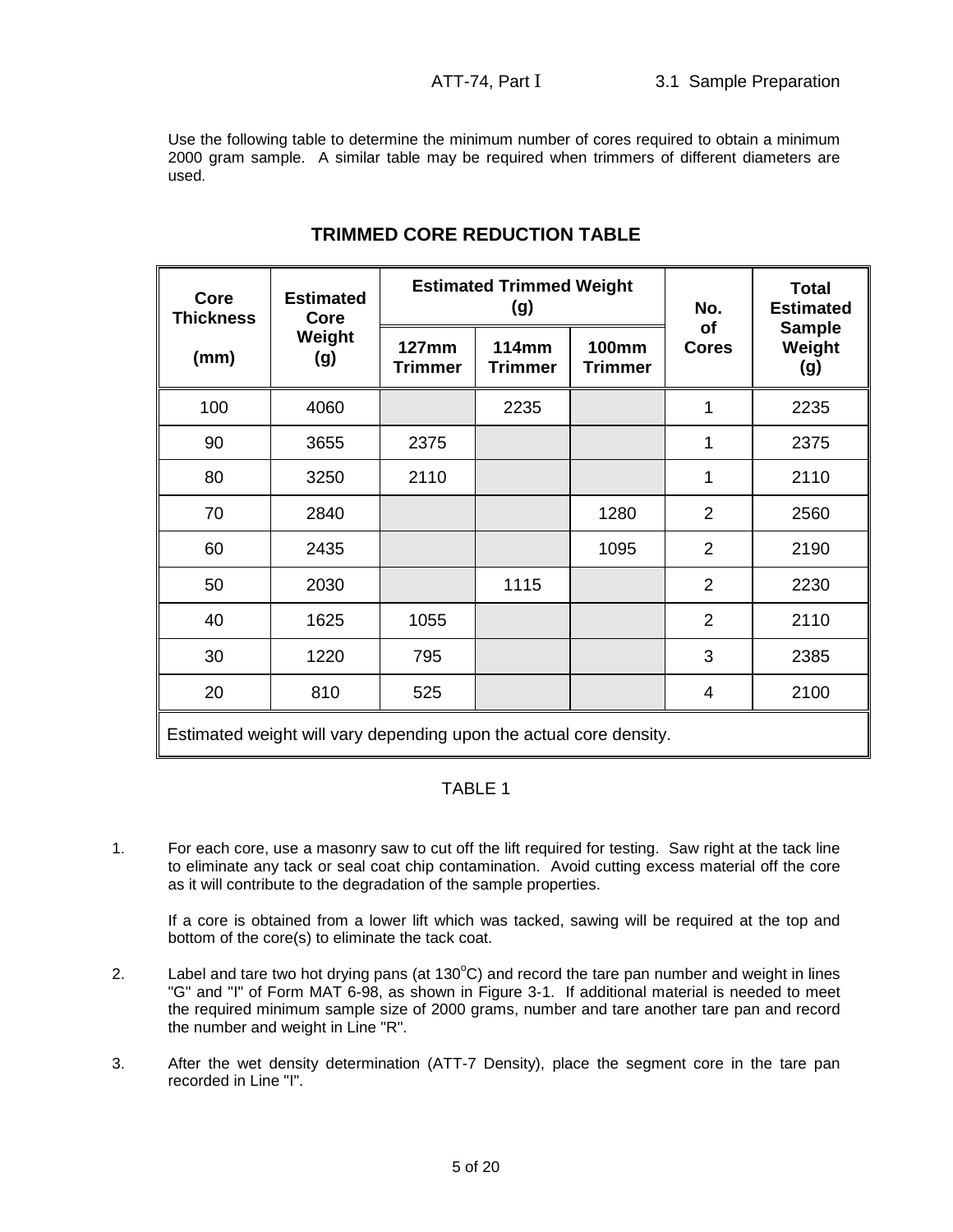Use the following table to determine the minimum number of cores required to obtain a minimum 2000 gram sample. A similar table may be required when trimmers of different diameters are used.

## TRIMMED CORE REDUCTION TABLE

| Core Thickness (mm) | Estimated Core Weight (g) | Estimated Trimmed Weight (g) | | | No. of Cores | Total Estimated Sample Weight (g) |
|---|---|---|---|---|---|---|
| | | 127mm Trimmer | 114mm Trimmer | 100mm Trimmer | | |
| 100 | 4060 | | 2235 | | 1 | 2235 |
| 90 | 3655 | 2375 | | | 1 | 2375 |
| 80 | 3250 | 2110 | | | 1 | 2110 |
| 70 | 2840 | | | 1280 | 2 | 2560 |
| 60 | 2435 | | | 1095 | 2 | 2190 |
| 50 | 2030 | | 1115 | | 2 | 2230 |
| 40 | 1625 | 1055 | | | 2 | 2110 |
| 30 | 1220 | 795 | | | 3 | 2385 |
| 20 | 810 | 525 | | | 4 | 2100 |
| Estimated weight will vary depending upon the actual core density. | | | | | | |

TABLE 1

1. For each core, use a masonry saw to cut off the lift required for testing. Saw right at the tack line to eliminate any tack or seal coat chip contamination. Avoid cutting excess material off the core as it will contribute to the degradation of the sample properties.

   If a core is obtained from a lower lift which was tacked, sawing will be required at the top and bottom of the core(s) to eliminate the tack coat.

2. Label and tare two hot drying pans (at 130$^{o}$C) and record the tare pan number and weight in lines "G" and "I" of Form MAT 6-98, as shown in Figure 3-1. If additional material is needed to meet the required minimum sample size of 2000 grams, number and tare another tare pan and record the number and weight in Line "R".

3. After the wet density determination (ATT-7 Density), place the segment core in the tare pan recorded in Line "I".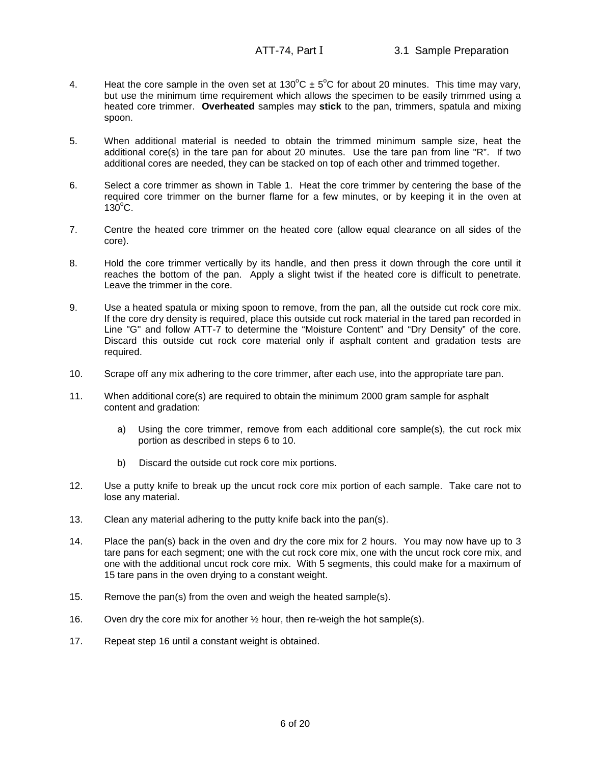4. Heat the core sample in the oven set at $130^{o}C \pm 5^{o}C$ for about 20 minutes. This time may vary, but use the minimum time requirement which allows the specimen to be easily trimmed using a heated core trimmer. **Overheated** samples may **stick** to the pan, trimmers, spatula and mixing spoon.

5. When additional material is needed to obtain the trimmed minimum sample size, heat the additional core(s) in the tare pan for about 20 minutes. Use the tare pan from line "R". If two additional cores are needed, they can be stacked on top of each other and trimmed together.

6. Select a core trimmer as shown in Table 1. Heat the core trimmer by centering the base of the required core trimmer on the burner flame for a few minutes, or by keeping it in the oven at $130^{o}C$.

7. Centre the heated core trimmer on the heated core (allow equal clearance on all sides of the core).

8. Hold the core trimmer vertically by its handle, and then press it down through the core until it reaches the bottom of the pan. Apply a slight twist if the heated core is difficult to penetrate. Leave the trimmer in the core.

9. Use a heated spatula or mixing spoon to remove, from the pan, all the outside cut rock core mix. If the core dry density is required, place this outside cut rock material in the tared pan recorded in Line "G" and follow ATT-7 to determine the "Moisture Content" and "Dry Density" of the core. Discard this outside cut rock core material only if asphalt content and gradation tests are required.

10. Scrape off any mix adhering to the core trimmer, after each use, into the appropriate tare pan.

11. When additional core(s) are required to obtain the minimum 2000 gram sample for asphalt content and gradation:

    a) Using the core trimmer, remove from each additional core sample(s), the cut rock mix portion as described in steps 6 to 10.

    b) Discard the outside cut rock core mix portions.

12. Use a putty knife to break up the uncut rock core mix portion of each sample. Take care not to lose any material.

13. Clean any material adhering to the putty knife back into the pan(s).

14. Place the pan(s) back in the oven and dry the core mix for 2 hours. You may now have up to 3 tare pans for each segment; one with the cut rock core mix, one with the uncut rock core mix, and one with the additional uncut rock core mix. With 5 segments, this could make for a maximum of 15 tare pans in the oven drying to a constant weight.

15. Remove the pan(s) from the oven and weigh the heated sample(s).

16. Oven dry the core mix for another ½ hour, then re-weigh the hot sample(s).

17. Repeat step 16 until a constant weight is obtained.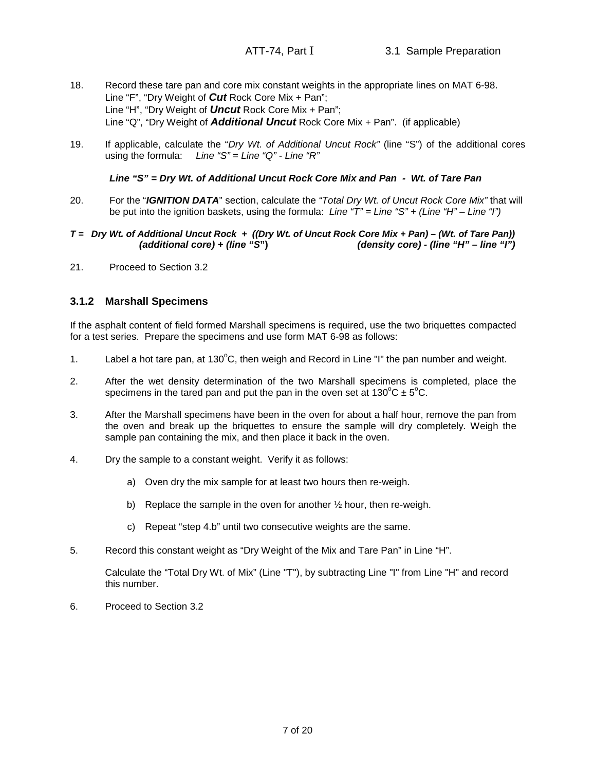18. Record these tare pan and core mix constant weights in the appropriate lines on MAT 6-98.
    Line “F”, “Dry Weight of ***Cut*** Rock Core Mix + Pan”;
    Line “H”, “Dry Weight of ***Uncut*** Rock Core Mix + Pan”;
    Line “Q”, “Dry Weight of ***Additional Uncut*** Rock Core Mix + Pan”. (if applicable)

19. If applicable, calculate the “*Dry Wt. of Additional Uncut Rock”* (line “S”) of the additional cores using the formula: *Line “S” = Line “Q” - Line “R”*

    ***Line “S” = Dry Wt. of Additional Uncut Rock Core Mix and Pan - Wt. of Tare Pan***

20. For the “***IGNITION DATA***” section, calculate the *“Total Dry Wt. of Uncut Rock Core Mix”* that will be put into the ignition baskets, using the formula: *Line “T” = Line “S” + (Line “H” – Line “I”)*

***T = Dry Wt. of Additional Uncut Rock + ((Dry Wt. of Uncut Rock Core Mix + Pan) – (Wt. of Tare Pan))***
***(additional core) + (line “S”) (density core) - (line “H” – line “I”)***

21. Proceed to Section 3.2

### 3.1.2 Marshall Specimens

If the asphalt content of field formed Marshall specimens is required, use the two briquettes compacted for a test series. Prepare the specimens and use form MAT 6-98 as follows:

1. Label a hot tare pan, at 130°C, then weigh and Record in Line "I" the pan number and weight.

2. After the wet density determination of the two Marshall specimens is completed, place the specimens in the tared pan and put the pan in the oven set at 130°C ± 5°C.

3. After the Marshall specimens have been in the oven for about a half hour, remove the pan from the oven and break up the briquettes to ensure the sample will dry completely. Weigh the sample pan containing the mix, and then place it back in the oven.

4. Dry the sample to a constant weight. Verify it as follows:

    a) Oven dry the mix sample for at least two hours then re-weigh.

    b) Replace the sample in the oven for another ½ hour, then re-weigh.

    c) Repeat “step 4.b” until two consecutive weights are the same.

5. Record this constant weight as “Dry Weight of the Mix and Tare Pan” in Line “H”.

    Calculate the “Total Dry Wt. of Mix” (Line "T"), by subtracting Line "I" from Line "H" and record this number.

6. Proceed to Section 3.2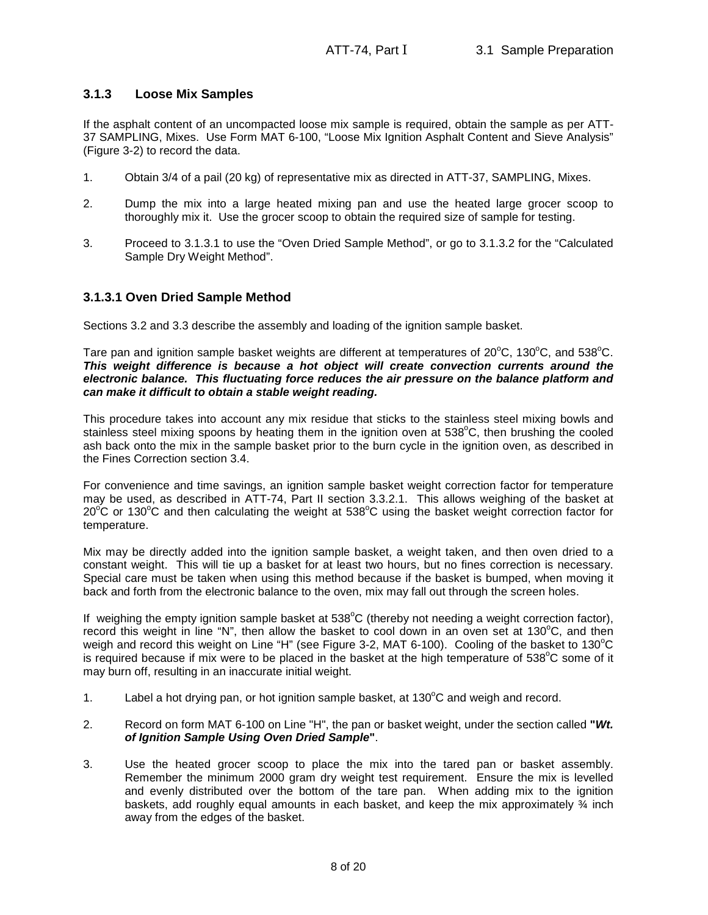### 3.1.3 Loose Mix Samples

If the asphalt content of an uncompacted loose mix sample is required, obtain the sample as per ATT-37 SAMPLING, Mixes. Use Form MAT 6-100, "Loose Mix Ignition Asphalt Content and Sieve Analysis" (Figure 3-2) to record the data.

1. Obtain 3/4 of a pail (20 kg) of representative mix as directed in ATT-37, SAMPLING, Mixes.

2. Dump the mix into a large heated mixing pan and use the heated large grocer scoop to thoroughly mix it. Use the grocer scoop to obtain the required size of sample for testing.

3. Proceed to 3.1.3.1 to use the "Oven Dried Sample Method", or go to 3.1.3.2 for the "Calculated Sample Dry Weight Method".

### 3.1.3.1 Oven Dried Sample Method

Sections 3.2 and 3.3 describe the assembly and loading of the ignition sample basket.

Tare pan and ignition sample basket weights are different at temperatures of 20°C, 130°C, and 538°C. ***This weight difference is because a hot object will create convection currents around the electronic balance. This fluctuating force reduces the air pressure on the balance platform and can make it difficult to obtain a stable weight reading.***

This procedure takes into account any mix residue that sticks to the stainless steel mixing bowls and stainless steel mixing spoons by heating them in the ignition oven at 538°C, then brushing the cooled ash back onto the mix in the sample basket prior to the burn cycle in the ignition oven, as described in the Fines Correction section 3.4.

For convenience and time savings, an ignition sample basket weight correction factor for temperature may be used, as described in ATT-74, Part II section 3.3.2.1. This allows weighing of the basket at 20°C or 130°C and then calculating the weight at 538°C using the basket weight correction factor for temperature.

Mix may be directly added into the ignition sample basket, a weight taken, and then oven dried to a constant weight. This will tie up a basket for at least two hours, but no fines correction is necessary. Special care must be taken when using this method because if the basket is bumped, when moving it back and forth from the electronic balance to the oven, mix may fall out through the screen holes.

If weighing the empty ignition sample basket at 538°C (thereby not needing a weight correction factor), record this weight in line "N", then allow the basket to cool down in an oven set at 130°C, and then weigh and record this weight on Line "H" (see Figure 3-2, MAT 6-100). Cooling of the basket to 130°C is required because if mix were to be placed in the basket at the high temperature of 538°C some of it may burn off, resulting in an inaccurate initial weight.

1. Label a hot drying pan, or hot ignition sample basket, at 130°C and weigh and record.

2. Record on form MAT 6-100 on Line "H", the pan or basket weight, under the section called **"*Wt. of Ignition Sample Using Oven Dried Sample*"**.

3. Use the heated grocer scoop to place the mix into the tared pan or basket assembly. Remember the minimum 2000 gram dry weight test requirement. Ensure the mix is levelled and evenly distributed over the bottom of the tare pan. When adding mix to the ignition baskets, add roughly equal amounts in each basket, and keep the mix approximately ¾ inch away from the edges of the basket.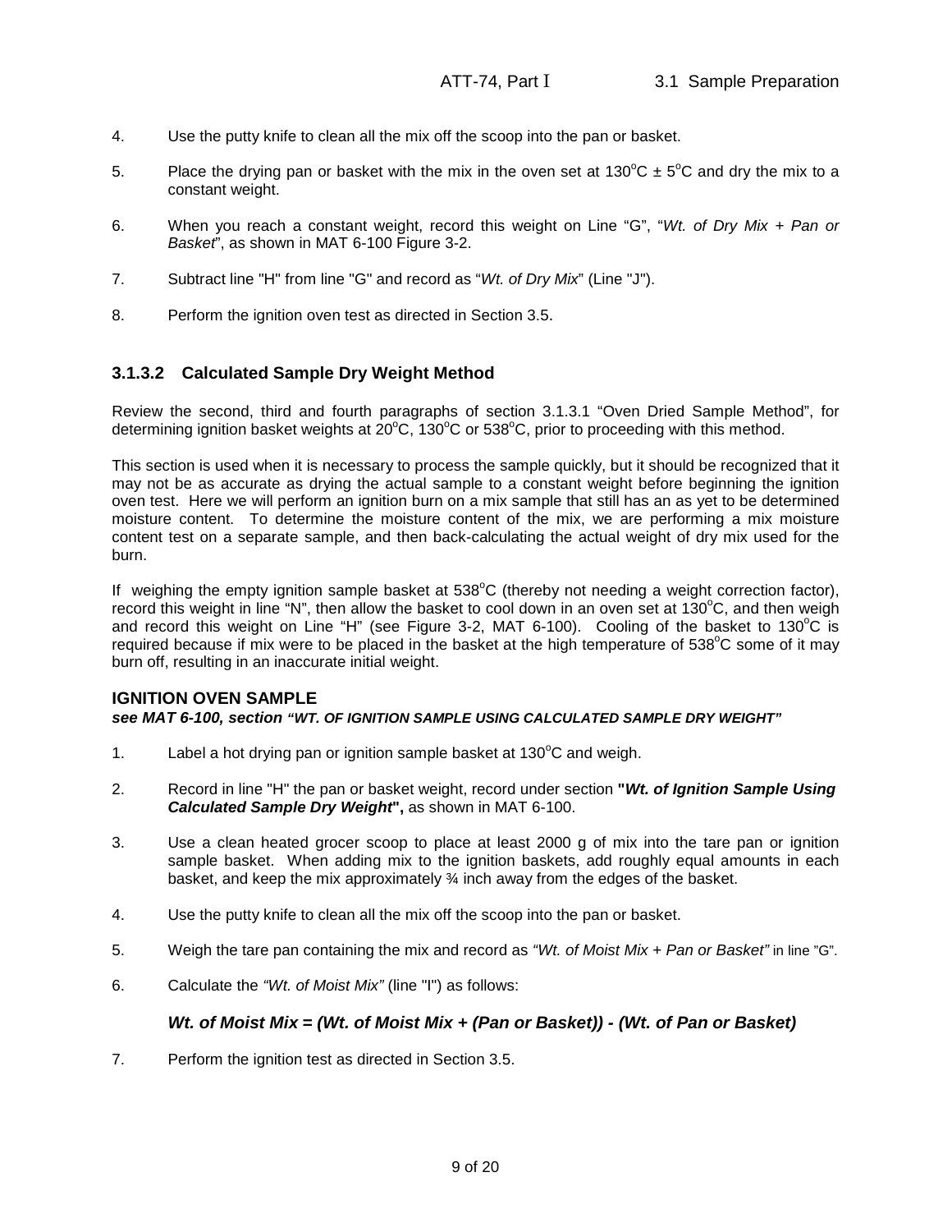4. Use the putty knife to clean all the mix off the scoop into the pan or basket.

5. Place the drying pan or basket with the mix in the oven set at 130°C ± 5°C and dry the mix to a constant weight.

6. When you reach a constant weight, record this weight on Line "G", "*Wt. of Dry Mix + Pan or Basket*", as shown in MAT 6-100 Figure 3-2.

7. Subtract line "H" from line "G" and record as "*Wt. of Dry Mix*" (Line "J").

8. Perform the ignition oven test as directed in Section 3.5.

### 3.1.3.2 Calculated Sample Dry Weight Method

Review the second, third and fourth paragraphs of section 3.1.3.1 "Oven Dried Sample Method", for determining ignition basket weights at 20°C, 130°C or 538°C, prior to proceeding with this method.

This section is used when it is necessary to process the sample quickly, but it should be recognized that it may not be as accurate as drying the actual sample to a constant weight before beginning the ignition oven test. Here we will perform an ignition burn on a mix sample that still has an as yet to be determined moisture content. To determine the moisture content of the mix, we are performing a mix moisture content test on a separate sample, and then back-calculating the actual weight of dry mix used for the burn.

If weighing the empty ignition sample basket at 538°C (thereby not needing a weight correction factor), record this weight in line "N", then allow the basket to cool down in an oven set at 130°C, and then weigh and record this weight on Line "H" (see Figure 3-2, MAT 6-100). Cooling of the basket to 130°C is required because if mix were to be placed in the basket at the high temperature of 538°C some of it may burn off, resulting in an inaccurate initial weight.

**IGNITION OVEN SAMPLE**

***see MAT 6-100, section "WT. OF IGNITION SAMPLE USING CALCULATED SAMPLE DRY WEIGHT"***

1. Label a hot drying pan or ignition sample basket at 130°C and weigh.

2. Record in line "H" the pan or basket weight, record under section **"*Wt. of Ignition Sample Using Calculated Sample Dry Weight*",** as shown in MAT 6-100.

3. Use a clean heated grocer scoop to place at least 2000 g of mix into the tare pan or ignition sample basket. When adding mix to the ignition baskets, add roughly equal amounts in each basket, and keep the mix approximately ¾ inch away from the edges of the basket.

4. Use the putty knife to clean all the mix off the scoop into the pan or basket.

5. Weigh the tare pan containing the mix and record as *"Wt. of Moist Mix + Pan or Basket"* in line "G".

6. Calculate the *"Wt. of Moist Mix"* (line "I") as follows:

***Wt. of Moist Mix = (Wt. of Moist Mix + (Pan or Basket)) - (Wt. of Pan or Basket)***

7. Perform the ignition test as directed in Section 3.5.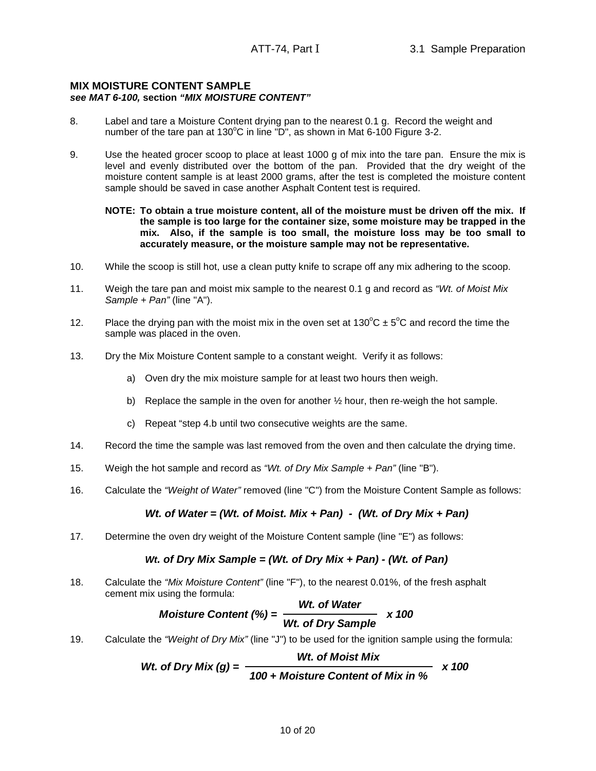## MIX MOISTURE CONTENT SAMPLE

***see MAT 6-100,* section *"MIX MOISTURE CONTENT"***

8. Label and tare a Moisture Content drying pan to the nearest 0.1 g. Record the weight and number of the tare pan at 130°C in line "D", as shown in Mat 6-100 Figure 3-2.

9. Use the heated grocer scoop to place at least 1000 g of mix into the tare pan. Ensure the mix is level and evenly distributed over the bottom of the pan. Provided that the dry weight of the moisture content sample is at least 2000 grams, after the test is completed the moisture content sample should be saved in case another Asphalt Content test is required.

   **NOTE: To obtain a true moisture content, all of the moisture must be driven off the mix. If the sample is too large for the container size, some moisture may be trapped in the mix. Also, if the sample is too small, the moisture loss may be too small to accurately measure, or the moisture sample may not be representative.**

10. While the scoop is still hot, use a clean putty knife to scrape off any mix adhering to the scoop.

11. Weigh the tare pan and moist mix sample to the nearest 0.1 g and record as *"Wt. of Moist Mix Sample + Pan"* (line "A").

12. Place the drying pan with the moist mix in the oven set at 130°C ± 5°C and record the time the sample was placed in the oven.

13. Dry the Mix Moisture Content sample to a constant weight. Verify it as follows:

    a) Oven dry the mix moisture sample for at least two hours then weigh.

    b) Replace the sample in the oven for another ½ hour, then re-weigh the hot sample.

    c) Repeat "step 4.b until two consecutive weights are the same.

14. Record the time the sample was last removed from the oven and then calculate the drying time.

15. Weigh the hot sample and record as *"Wt. of Dry Mix Sample + Pan"* (line "B").

16. Calculate the *"Weight of Water"* removed (line "C") from the Moisture Content Sample as follows:

$$\textit{Wt. of Water} = (\textit{Wt. of Moist. Mix + Pan}) - (\textit{Wt. of Dry Mix + Pan})$$

17. Determine the oven dry weight of the Moisture Content sample (line "E") as follows:

$$\textit{Wt. of Dry Mix Sample} = (\textit{Wt. of Dry Mix + Pan}) - (\textit{Wt. of Pan})$$

18. Calculate the *"Mix Moisture Content"* (line "F"), to the nearest 0.01%, of the fresh asphalt cement mix using the formula:

$$\textit{Moisture Content (\%)} = \frac{\textit{Wt. of Water}}{\textit{Wt. of Dry Sample}} \times 100$$

19. Calculate the *"Weight of Dry Mix"* (line "J") to be used for the ignition sample using the formula:

$$\textit{Wt. of Dry Mix (g)} = \frac{\textit{Wt. of Moist Mix}}{100 + \textit{Moisture Content of Mix in \%}} \times 100$$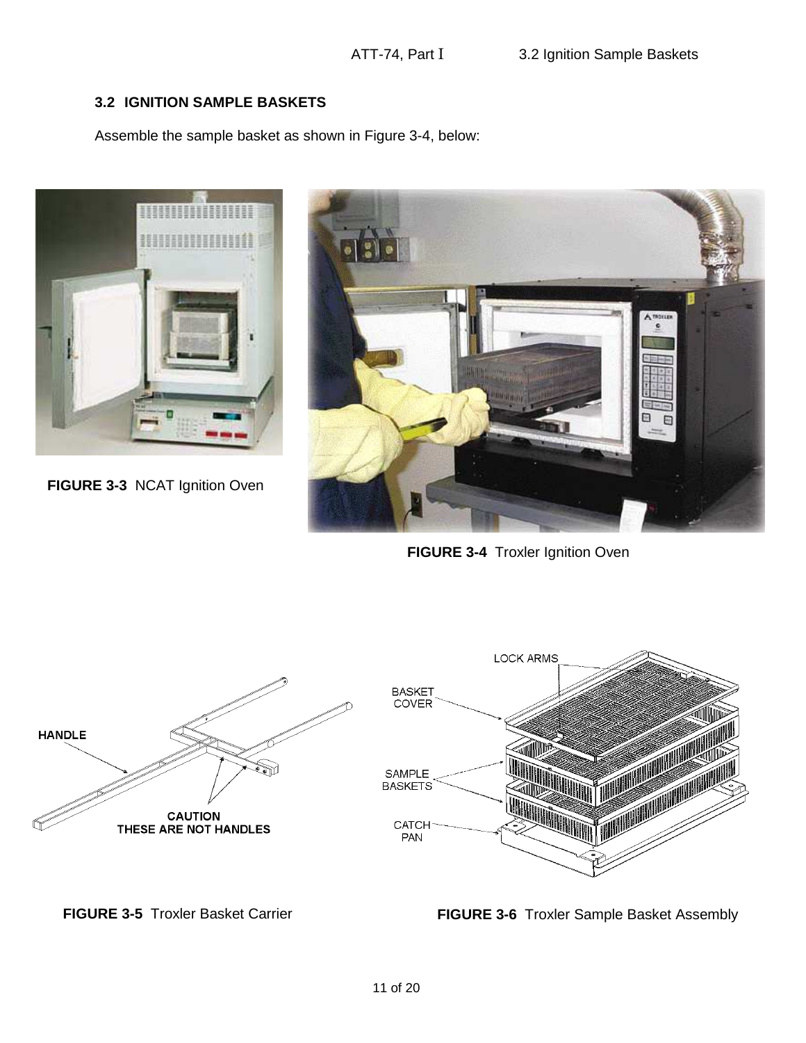## 3.2 IGNITION SAMPLE BASKETS

Assemble the sample basket as shown in Figure 3-4, below:

**FIGURE 3-3** NCAT Ignition Oven

**FIGURE 3-4** Troxler Ignition Oven

HANDLE

CAUTION
THESE ARE NOT HANDLES

**FIGURE 3-5** Troxler Basket Carrier

LOCK ARMS

BASKET COVER

SAMPLE BASKETS

CATCH PAN

**FIGURE 3-6** Troxler Sample Basket Assembly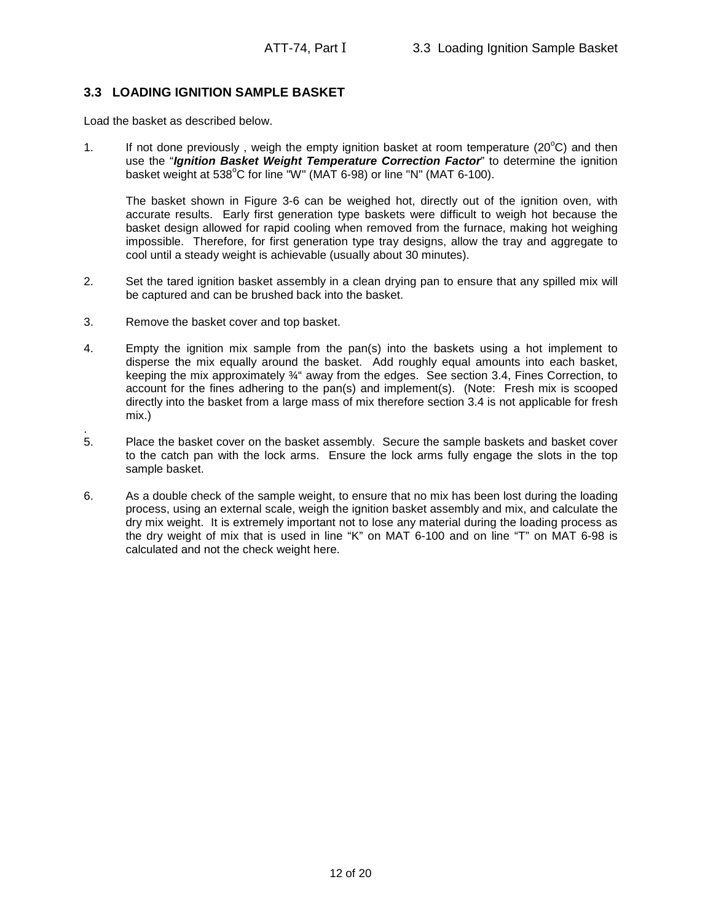## 3.3 LOADING IGNITION SAMPLE BASKET

Load the basket as described below.

1. If not done previously , weigh the empty ignition basket at room temperature (20$^{o}$C) and then use the "***Ignition Basket Weight Temperature Correction Factor***" to determine the ignition basket weight at 538$^{o}$C for line "W" (MAT 6-98) or line "N" (MAT 6-100).

   The basket shown in Figure 3-6 can be weighed hot, directly out of the ignition oven, with accurate results. Early first generation type baskets were difficult to weigh hot because the basket design allowed for rapid cooling when removed from the furnace, making hot weighing impossible. Therefore, for first generation type tray designs, allow the tray and aggregate to cool until a steady weight is achievable (usually about 30 minutes).

2. Set the tared ignition basket assembly in a clean drying pan to ensure that any spilled mix will be captured and can be brushed back into the basket.

3. Remove the basket cover and top basket.

4. Empty the ignition mix sample from the pan(s) into the baskets using a hot implement to disperse the mix equally around the basket. Add roughly equal amounts into each basket, keeping the mix approximately ¾" away from the edges. See section 3.4, Fines Correction, to account for the fines adhering to the pan(s) and implement(s). (Note: Fresh mix is scooped directly into the basket from a large mass of mix therefore section 3.4 is not applicable for fresh mix.)

.

5. Place the basket cover on the basket assembly. Secure the sample baskets and basket cover to the catch pan with the lock arms. Ensure the lock arms fully engage the slots in the top sample basket.

6. As a double check of the sample weight, to ensure that no mix has been lost during the loading process, using an external scale, weigh the ignition basket assembly and mix, and calculate the dry mix weight. It is extremely important not to lose any material during the loading process as the dry weight of mix that is used in line "K" on MAT 6-100 and on line "T" on MAT 6-98 is calculated and not the check weight here.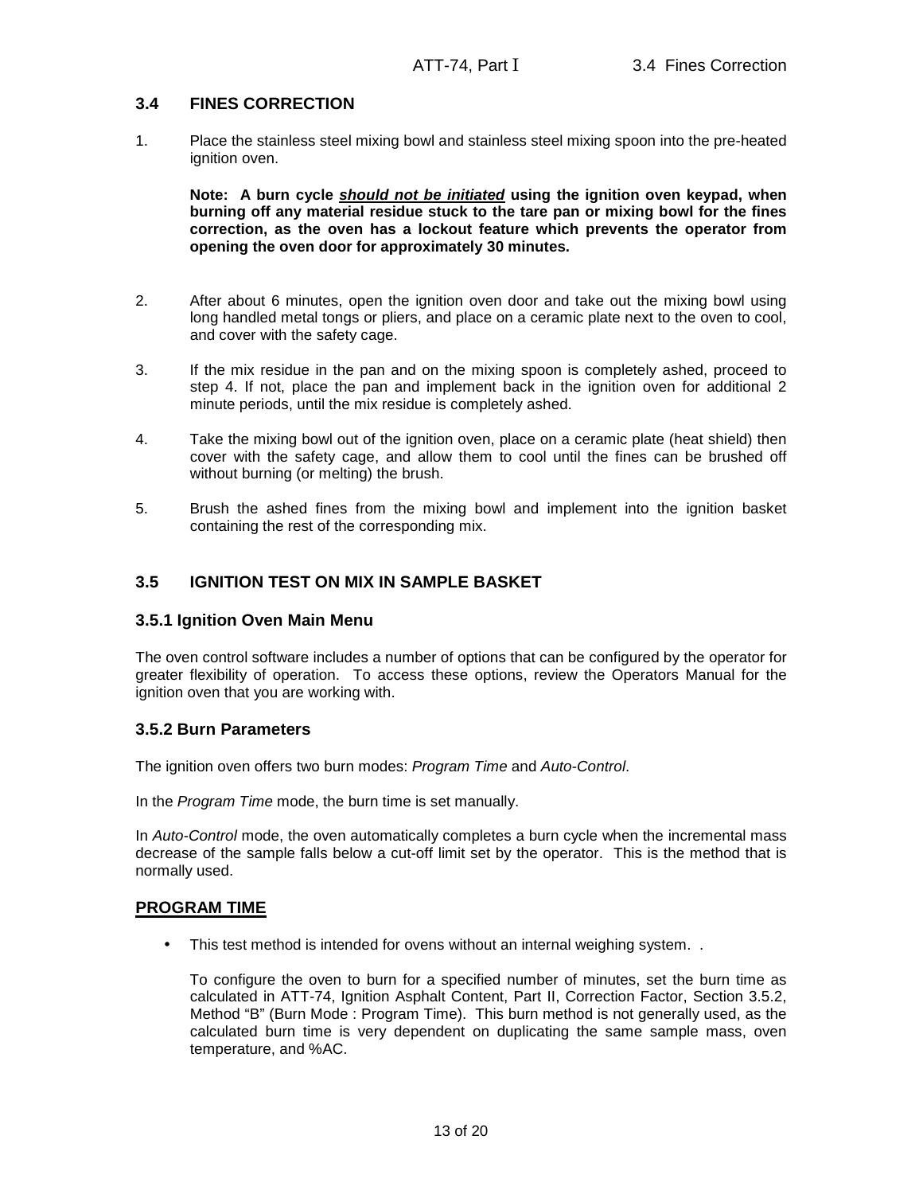## 3.4 FINES CORRECTION

1. Place the stainless steel mixing bowl and stainless steel mixing spoon into the pre-heated ignition oven.

   **Note: A burn cycle *should not be initiated* using the ignition oven keypad, when burning off any material residue stuck to the tare pan or mixing bowl for the fines correction, as the oven has a lockout feature which prevents the operator from opening the oven door for approximately 30 minutes.**

2. After about 6 minutes, open the ignition oven door and take out the mixing bowl using long handled metal tongs or pliers, and place on a ceramic plate next to the oven to cool, and cover with the safety cage.

3. If the mix residue in the pan and on the mixing spoon is completely ashed, proceed to step 4. If not, place the pan and implement back in the ignition oven for additional 2 minute periods, until the mix residue is completely ashed.

4. Take the mixing bowl out of the ignition oven, place on a ceramic plate (heat shield) then cover with the safety cage, and allow them to cool until the fines can be brushed off without burning (or melting) the brush.

5. Brush the ashed fines from the mixing bowl and implement into the ignition basket containing the rest of the corresponding mix.

## 3.5 IGNITION TEST ON MIX IN SAMPLE BASKET

### 3.5.1 Ignition Oven Main Menu

The oven control software includes a number of options that can be configured by the operator for greater flexibility of operation. To access these options, review the Operators Manual for the ignition oven that you are working with.

### 3.5.2 Burn Parameters

The ignition oven offers two burn modes: *Program Time* and *Auto-Control*.

In the *Program Time* mode, the burn time is set manually.

In *Auto-Control* mode, the oven automatically completes a burn cycle when the incremental mass decrease of the sample falls below a cut-off limit set by the operator. This is the method that is normally used.

**PROGRAM TIME**

- This test method is intended for ovens without an internal weighing system. .

  To configure the oven to burn for a specified number of minutes, set the burn time as calculated in ATT-74, Ignition Asphalt Content, Part II, Correction Factor, Section 3.5.2, Method "B" (Burn Mode : Program Time). This burn method is not generally used, as the calculated burn time is very dependent on duplicating the same sample mass, oven temperature, and %AC.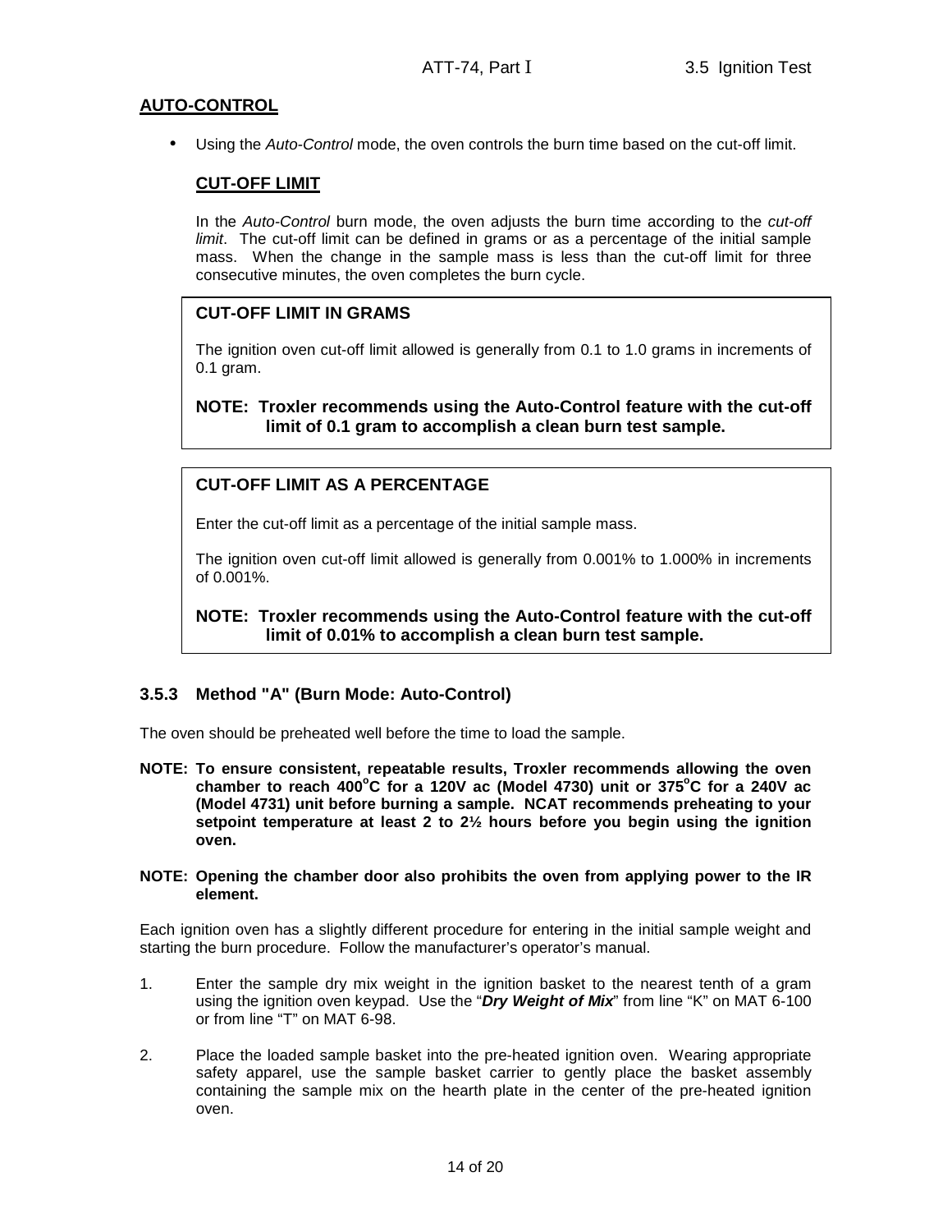## AUTO-CONTROL

- Using the *Auto-Control* mode, the oven controls the burn time based on the cut-off limit.

### CUT-OFF LIMIT

In the *Auto-Control* burn mode, the oven adjusts the burn time according to the *cut-off limit*. The cut-off limit can be defined in grams or as a percentage of the initial sample mass. When the change in the sample mass is less than the cut-off limit for three consecutive minutes, the oven completes the burn cycle.

**CUT-OFF LIMIT IN GRAMS**

The ignition oven cut-off limit allowed is generally from 0.1 to 1.0 grams in increments of 0.1 gram.

**NOTE: Troxler recommends using the Auto-Control feature with the cut-off limit of 0.1 gram to accomplish a clean burn test sample.**

**CUT-OFF LIMIT AS A PERCENTAGE**

Enter the cut-off limit as a percentage of the initial sample mass.

The ignition oven cut-off limit allowed is generally from 0.001% to 1.000% in increments of 0.001%.

**NOTE: Troxler recommends using the Auto-Control feature with the cut-off limit of 0.01% to accomplish a clean burn test sample.**

### 3.5.3 Method "A" (Burn Mode: Auto-Control)

The oven should be preheated well before the time to load the sample.

**NOTE: To ensure consistent, repeatable results, Troxler recommends allowing the oven chamber to reach 400°C for a 120V ac (Model 4730) unit or 375°C for a 240V ac (Model 4731) unit before burning a sample. NCAT recommends preheating to your setpoint temperature at least 2 to 2½ hours before you begin using the ignition oven.**

**NOTE: Opening the chamber door also prohibits the oven from applying power to the IR element.**

Each ignition oven has a slightly different procedure for entering in the initial sample weight and starting the burn procedure. Follow the manufacturer's operator's manual.

1. Enter the sample dry mix weight in the ignition basket to the nearest tenth of a gram using the ignition oven keypad. Use the "***Dry Weight of Mix***" from line "K" on MAT 6-100 or from line "T" on MAT 6-98.

2. Place the loaded sample basket into the pre-heated ignition oven. Wearing appropriate safety apparel, use the sample basket carrier to gently place the basket assembly containing the sample mix on the hearth plate in the center of the pre-heated ignition oven.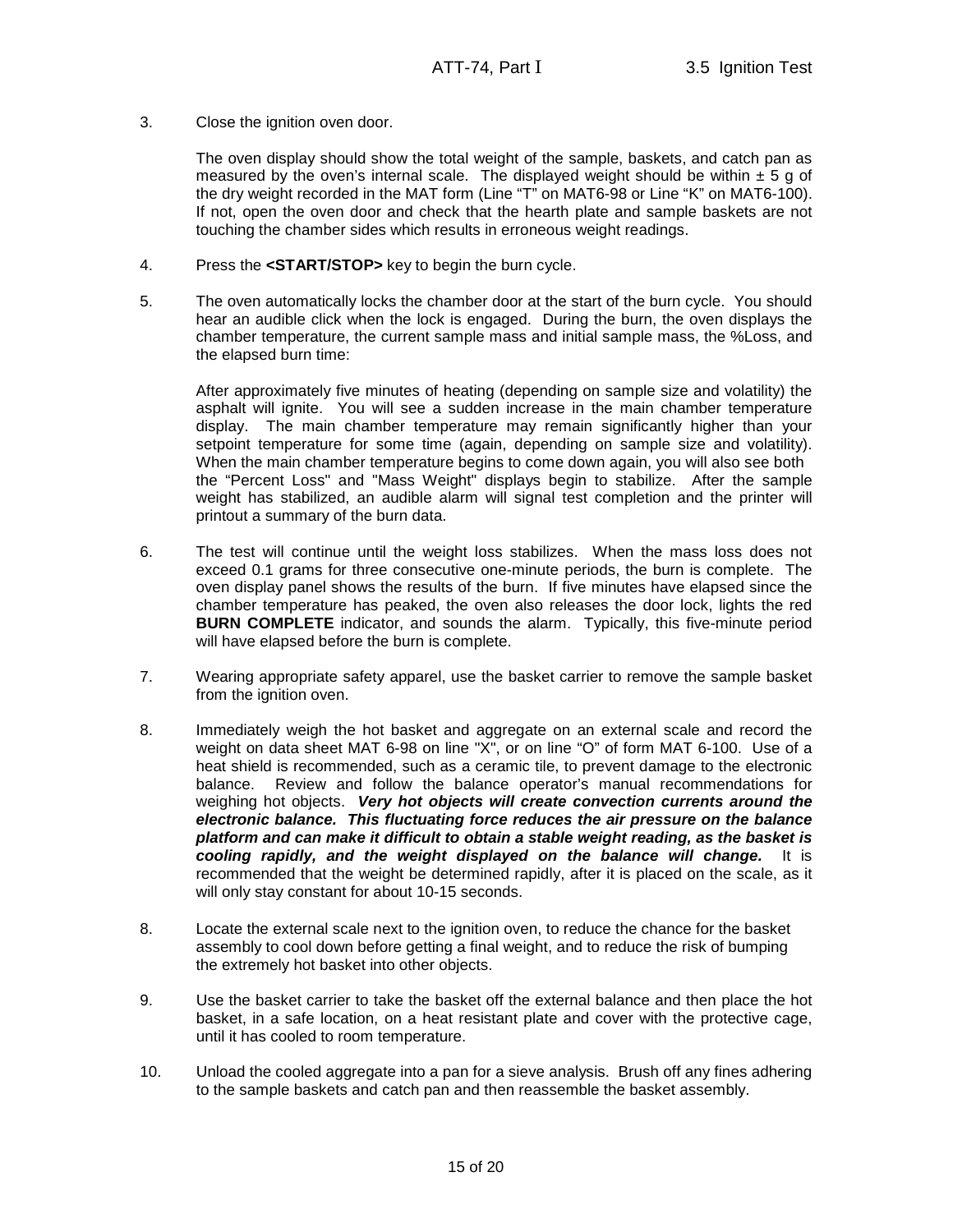3. Close the ignition oven door.

   The oven display should show the total weight of the sample, baskets, and catch pan as measured by the oven's internal scale. The displayed weight should be within ± 5 g of the dry weight recorded in the MAT form (Line "T" on MAT6-98 or Line "K" on MAT6-100). If not, open the oven door and check that the hearth plate and sample baskets are not touching the chamber sides which results in erroneous weight readings.

4. Press the **<START/STOP>** key to begin the burn cycle.

5. The oven automatically locks the chamber door at the start of the burn cycle. You should hear an audible click when the lock is engaged. During the burn, the oven displays the chamber temperature, the current sample mass and initial sample mass, the %Loss, and the elapsed burn time:

   After approximately five minutes of heating (depending on sample size and volatility) the asphalt will ignite. You will see a sudden increase in the main chamber temperature display. The main chamber temperature may remain significantly higher than your setpoint temperature for some time (again, depending on sample size and volatility). When the main chamber temperature begins to come down again, you will also see both the "Percent Loss" and "Mass Weight" displays begin to stabilize. After the sample weight has stabilized, an audible alarm will signal test completion and the printer will printout a summary of the burn data.

6. The test will continue until the weight loss stabilizes. When the mass loss does not exceed 0.1 grams for three consecutive one-minute periods, the burn is complete. The oven display panel shows the results of the burn. If five minutes have elapsed since the chamber temperature has peaked, the oven also releases the door lock, lights the red **BURN COMPLETE** indicator, and sounds the alarm. Typically, this five-minute period will have elapsed before the burn is complete.

7. Wearing appropriate safety apparel, use the basket carrier to remove the sample basket from the ignition oven.

8. Immediately weigh the hot basket and aggregate on an external scale and record the weight on data sheet MAT 6-98 on line "X", or on line "O" of form MAT 6-100. Use of a heat shield is recommended, such as a ceramic tile, to prevent damage to the electronic balance. Review and follow the balance operator's manual recommendations for weighing hot objects. ***Very hot objects will create convection currents around the electronic balance. This fluctuating force reduces the air pressure on the balance platform and can make it difficult to obtain a stable weight reading, as the basket is cooling rapidly, and the weight displayed on the balance will change.*** It is recommended that the weight be determined rapidly, after it is placed on the scale, as it will only stay constant for about 10-15 seconds.

8. Locate the external scale next to the ignition oven, to reduce the chance for the basket assembly to cool down before getting a final weight, and to reduce the risk of bumping the extremely hot basket into other objects.

9. Use the basket carrier to take the basket off the external balance and then place the hot basket, in a safe location, on a heat resistant plate and cover with the protective cage, until it has cooled to room temperature.

10. Unload the cooled aggregate into a pan for a sieve analysis. Brush off any fines adhering to the sample baskets and catch pan and then reassemble the basket assembly.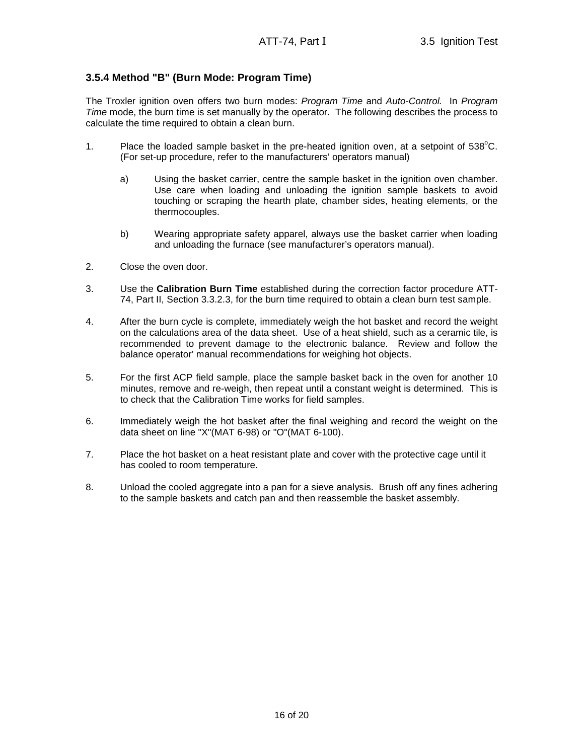### 3.5.4 Method "B" (Burn Mode: Program Time)

The Troxler ignition oven offers two burn modes: *Program Time* and *Auto-Control.* In *Program Time* mode, the burn time is set manually by the operator. The following describes the process to calculate the time required to obtain a clean burn.

1. Place the loaded sample basket in the pre-heated ignition oven, at a setpoint of 538°C. (For set-up procedure, refer to the manufacturers' operators manual)

   a) Using the basket carrier, centre the sample basket in the ignition oven chamber. Use care when loading and unloading the ignition sample baskets to avoid touching or scraping the hearth plate, chamber sides, heating elements, or the thermocouples.

   b) Wearing appropriate safety apparel, always use the basket carrier when loading and unloading the furnace (see manufacturer's operators manual).

2. Close the oven door.

3. Use the **Calibration Burn Time** established during the correction factor procedure ATT-74, Part II, Section 3.3.2.3, for the burn time required to obtain a clean burn test sample.

4. After the burn cycle is complete, immediately weigh the hot basket and record the weight on the calculations area of the data sheet. Use of a heat shield, such as a ceramic tile, is recommended to prevent damage to the electronic balance. Review and follow the balance operator' manual recommendations for weighing hot objects.

5. For the first ACP field sample, place the sample basket back in the oven for another 10 minutes, remove and re-weigh, then repeat until a constant weight is determined. This is to check that the Calibration Time works for field samples.

6. Immediately weigh the hot basket after the final weighing and record the weight on the data sheet on line "X"(MAT 6-98) or "O"(MAT 6-100).

7. Place the hot basket on a heat resistant plate and cover with the protective cage until it has cooled to room temperature.

8. Unload the cooled aggregate into a pan for a sieve analysis. Brush off any fines adhering to the sample baskets and catch pan and then reassemble the basket assembly.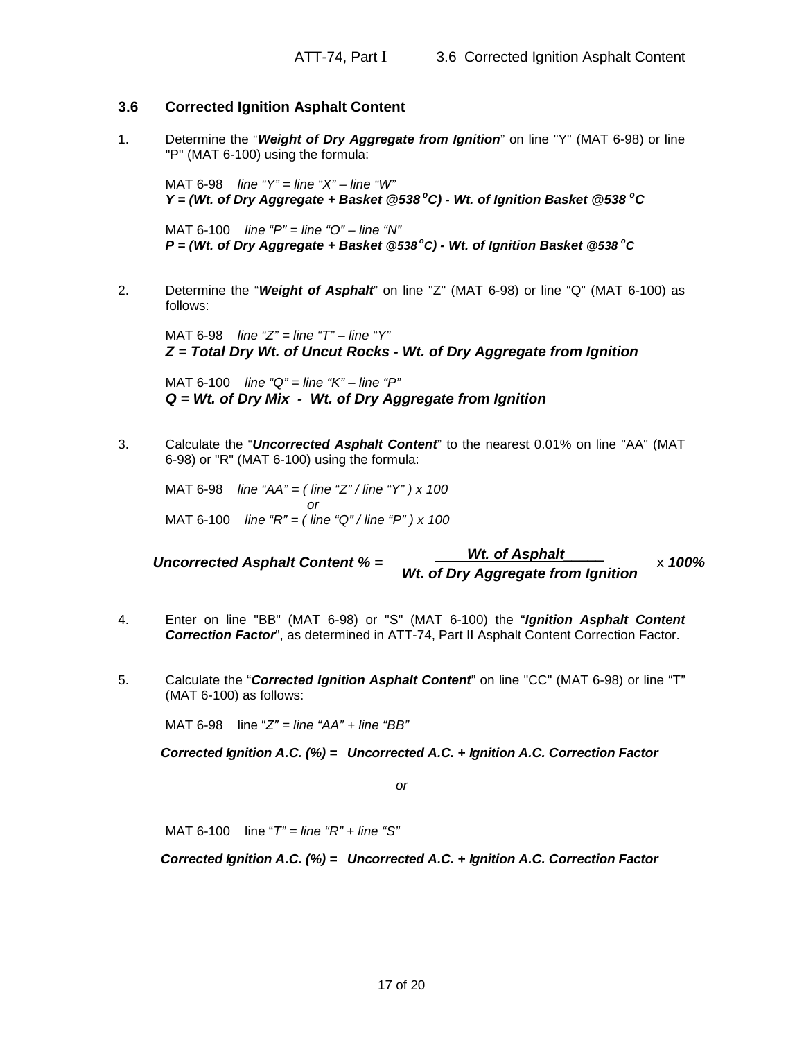## 3.6 Corrected Ignition Asphalt Content

1. Determine the "***Weight of Dry Aggregate from Ignition***" on line "Y" (MAT 6-98) or line "P" (MAT 6-100) using the formula:

   MAT 6-98 *line "Y" = line "X" – line "W"*
   ***Y = (Wt. of Dry Aggregate + Basket @538 $^{o}$C) - Wt. of Ignition Basket @538 $^{o}$C***

   MAT 6-100 *line "P" = line "O" – line "N"*
   ***P = (Wt. of Dry Aggregate + Basket @538 $^{o}$C) - Wt. of Ignition Basket @538 $^{o}$C***

2. Determine the "***Weight of Asphalt***" on line "Z" (MAT 6-98) or line "Q" (MAT 6-100) as follows:

   MAT 6-98 *line "Z" = line "T" – line "Y"*
   ***Z = Total Dry Wt. of Uncut Rocks - Wt. of Dry Aggregate from Ignition***

   MAT 6-100 *line "Q" = line "K" – line "P"*
   ***Q = Wt. of Dry Mix - Wt. of Dry Aggregate from Ignition***

3. Calculate the "***Uncorrected Asphalt Content***" to the nearest 0.01% on line "AA" (MAT 6-98) or "R" (MAT 6-100) using the formula:

   MAT 6-98 *line "AA" = ( line "Z" / line "Y" ) x 100*
   *or*
   MAT 6-100 *line "R" = ( line "Q" / line "P" ) x 100*

$$\textbf{Uncorrected Asphalt Content \%} = \frac{\textbf{Wt. of Asphalt}}{\textbf{Wt. of Dry Aggregate from Ignition}} \times \textbf{100\%}$$

4. Enter on line "BB" (MAT 6-98) or "S" (MAT 6-100) the "***Ignition Asphalt Content Correction Factor***", as determined in ATT-74, Part II Asphalt Content Correction Factor.

5. Calculate the "***Corrected Ignition Asphalt Content***" on line "CC" (MAT 6-98) or line "T" (MAT 6-100) as follows:

   MAT 6-98 line "*Z" = line "AA" + line "BB"*

   ***Corrected Ignition A.C. (%) = Uncorrected A.C. + Ignition A.C. Correction Factor***

   *or*

   MAT 6-100 line "*T" = line "R" + line "S"*

   ***Corrected Ignition A.C. (%) = Uncorrected A.C. + Ignition A.C. Correction Factor***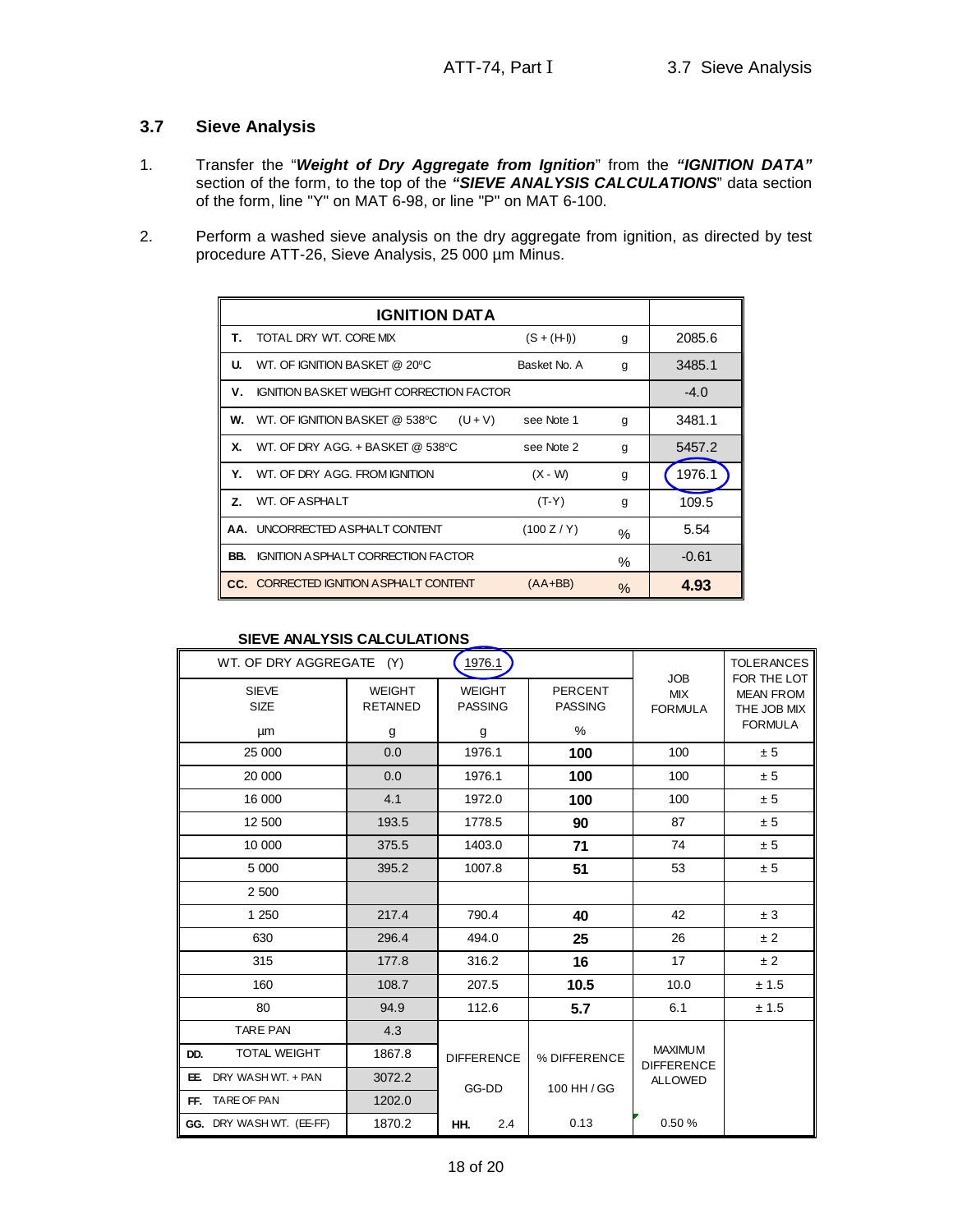## 3.7 Sieve Analysis

1. Transfer the "***Weight of Dry Aggregate from Ignition***" from the ***"IGNITION DATA"*** section of the form, to the top of the ***"SIEVE ANALYSIS CALCULATIONS"*** data section of the form, line "Y" on MAT 6-98, or line "P" on MAT 6-100.

2. Perform a washed sieve analysis on the dry aggregate from ignition, as directed by test procedure ATT-26, Sieve Analysis, 25 000 µm Minus.

| | **IGNITION DATA** | | | |
|---|---|---|---|---|
| **T.** | TOTAL DRY WT. CORE MIX | (S + (H-I)) | g | 2085.6 |
| **U.** | WT. OF IGNITION BASKET @ 20°C | Basket No. A | g | 3485.1 |
| **V.** | IGNITION BASKET WEIGHT CORRECTION FACTOR | | | -4.0 |
| **W.** | WT. OF IGNITION BASKET @ 538°C (U + V) | see Note 1 | g | 3481.1 |
| **X.** | WT. OF DRY AGG. + BASKET @ 538°C | see Note 2 | g | 5457.2 |
| **Y.** | WT. OF DRY AGG. FROM IGNITION | (X - W) | g | 1976.1 |
| **Z.** | WT. OF ASPHALT | (T-Y) | g | 109.5 |
| **AA.** | UNCORRECTED ASPHALT CONTENT | (100 Z / Y) | % | 5.54 |
| **BB.** | IGNITION ASPHALT CORRECTION FACTOR | | % | -0.61 |
| **CC.** | CORRECTED IGNITION ASPHALT CONTENT | (AA+BB) | % | **4.93** |

**SIEVE ANALYSIS CALCULATIONS**

| WT. OF DRY AGGREGATE (Y) | | 1976.1 | | | |
|---|---|---|---|---|---|
| SIEVE SIZE µm | WEIGHT RETAINED g | WEIGHT PASSING g | PERCENT PASSING % | JOB MIX FORMULA | TOLERANCES FOR THE LOT MEAN FROM THE JOB MIX FORMULA |
| 25 000 | 0.0 | 1976.1 | **100** | 100 | ± 5 |
| 20 000 | 0.0 | 1976.1 | **100** | 100 | ± 5 |
| 16 000 | 4.1 | 1972.0 | **100** | 100 | ± 5 |
| 12 500 | 193.5 | 1778.5 | **90** | 87 | ± 5 |
| 10 000 | 375.5 | 1403.0 | **71** | 74 | ± 5 |
| 5 000 | 395.2 | 1007.8 | **51** | 53 | ± 5 |
| 2 500 | | | | | |
| 1 250 | 217.4 | 790.4 | **40** | 42 | ± 3 |
| 630 | 296.4 | 494.0 | **25** | 26 | ± 2 |
| 315 | 177.8 | 316.2 | **16** | 17 | ± 2 |
| 160 | 108.7 | 207.5 | **10.5** | 10.0 | ± 1.5 |
| 80 | 94.9 | 112.6 | **5.7** | 6.1 | ± 1.5 |
| TARE PAN | 4.3 | | | | |
| **DD.** TOTAL WEIGHT | 1867.8 | DIFFERENCE | % DIFFERENCE | MAXIMUM DIFFERENCE ALLOWED | |
| **EE.** DRY WASH WT. + PAN | 3072.2 | GG-DD | 100 HH / GG | | |
| **FF.** TARE OF PAN | 1202.0 | | | | |
| **GG.** DRY WASH WT. (EE-FF) | 1870.2 | **HH.** 2.4 | 0.13 | 0.50 % | |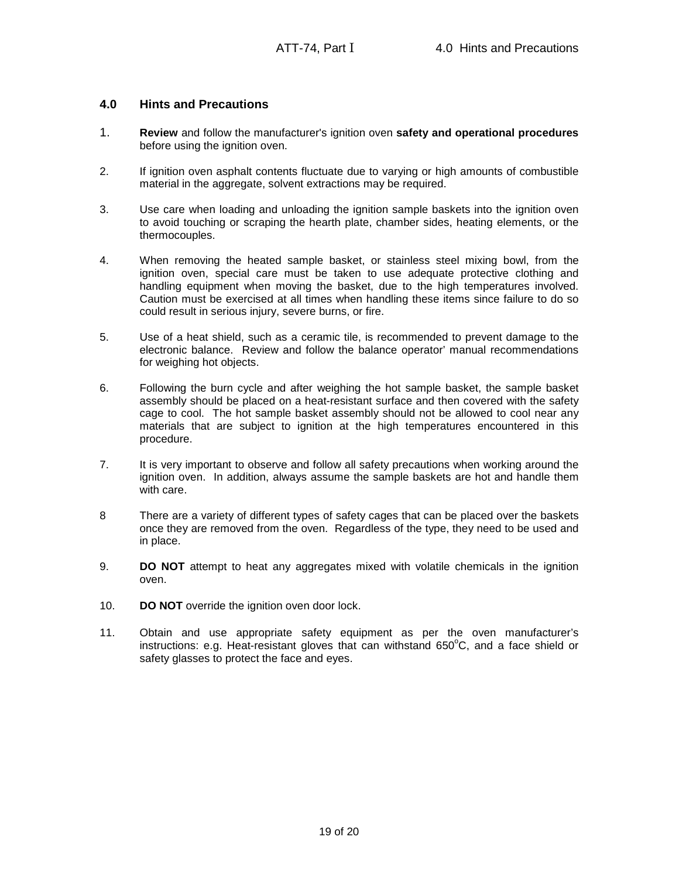## 4.0 Hints and Precautions

1. **Review** and follow the manufacturer's ignition oven **safety and operational procedures** before using the ignition oven.

2. If ignition oven asphalt contents fluctuate due to varying or high amounts of combustible material in the aggregate, solvent extractions may be required.

3. Use care when loading and unloading the ignition sample baskets into the ignition oven to avoid touching or scraping the hearth plate, chamber sides, heating elements, or the thermocouples.

4. When removing the heated sample basket, or stainless steel mixing bowl, from the ignition oven, special care must be taken to use adequate protective clothing and handling equipment when moving the basket, due to the high temperatures involved. Caution must be exercised at all times when handling these items since failure to do so could result in serious injury, severe burns, or fire.

5. Use of a heat shield, such as a ceramic tile, is recommended to prevent damage to the electronic balance. Review and follow the balance operator' manual recommendations for weighing hot objects.

6. Following the burn cycle and after weighing the hot sample basket, the sample basket assembly should be placed on a heat-resistant surface and then covered with the safety cage to cool. The hot sample basket assembly should not be allowed to cool near any materials that are subject to ignition at the high temperatures encountered in this procedure.

7. It is very important to observe and follow all safety precautions when working around the ignition oven. In addition, always assume the sample baskets are hot and handle them with care.

8 There are a variety of different types of safety cages that can be placed over the baskets once they are removed from the oven. Regardless of the type, they need to be used and in place.

9. **DO NOT** attempt to heat any aggregates mixed with volatile chemicals in the ignition oven.

10. **DO NOT** override the ignition oven door lock.

11. Obtain and use appropriate safety equipment as per the oven manufacturer's instructions: e.g. Heat-resistant gloves that can withstand 650°C, and a face shield or safety glasses to protect the face and eyes.